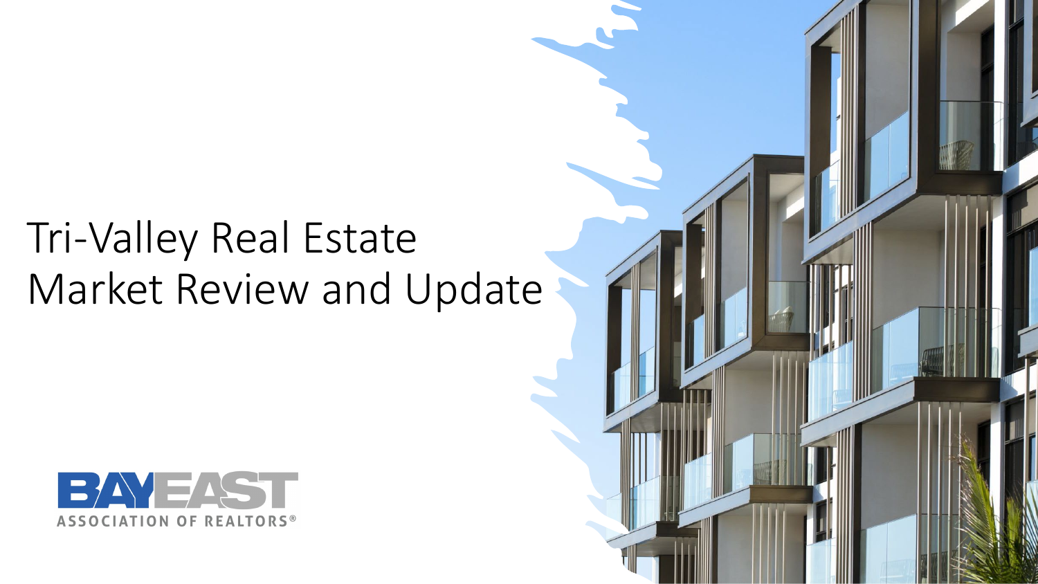# Tri-Valley Real Estate Market Review and Update

BAYEAST
ASSOCIATION OF REALTORS®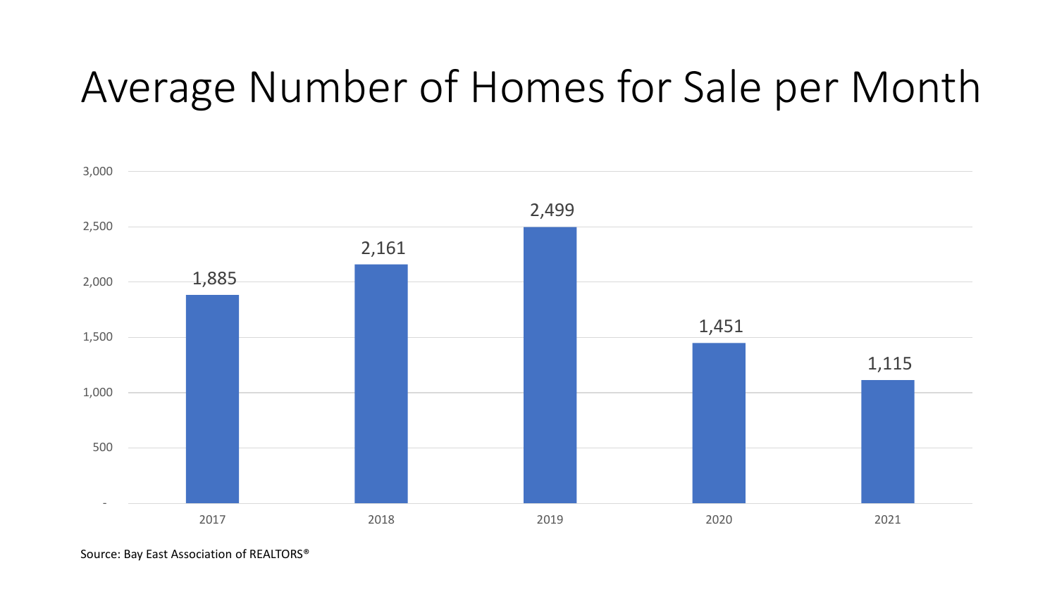# Average Number of Homes for Sale per Month

| Year | Average Number of Homes for Sale per Month |
| --- | --- |
| 2017 | 1,885 |
| 2018 | 2,161 |
| 2019 | 2,499 |
| 2020 | 1,451 |
| 2021 | 1,115 |

Source: Bay East Association of REALTORS®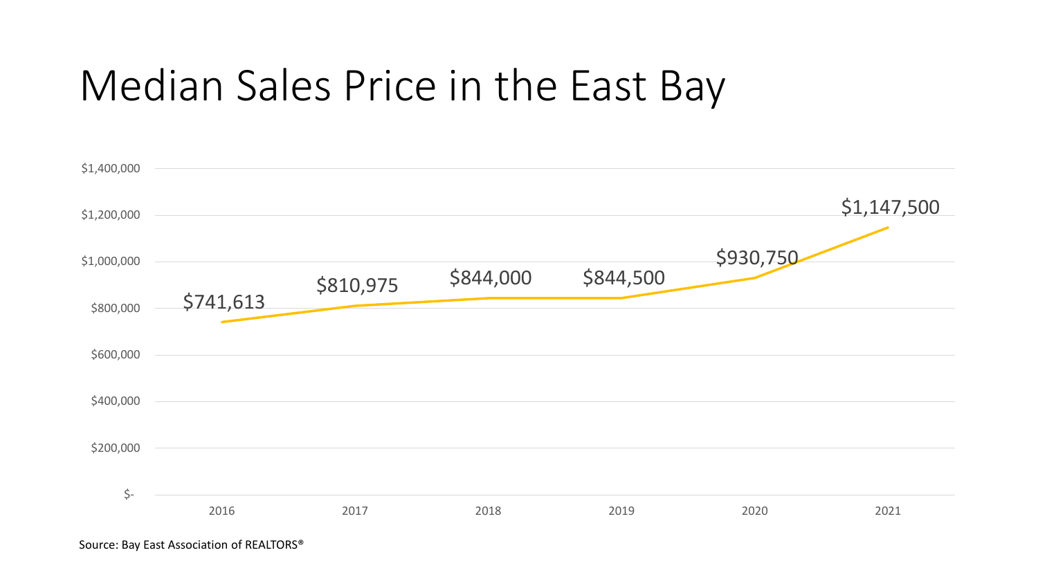# Median Sales Price in the East Bay

| Year | Median Sales Price |
| --- | --- |
| 2016 | $741,613 |
| 2017 | $810,975 |
| 2018 | $844,000 |
| 2019 | $844,500 |
| 2020 | $930,750 |
| 2021 | $1,147,500 |

Source: Bay East Association of REALTORS®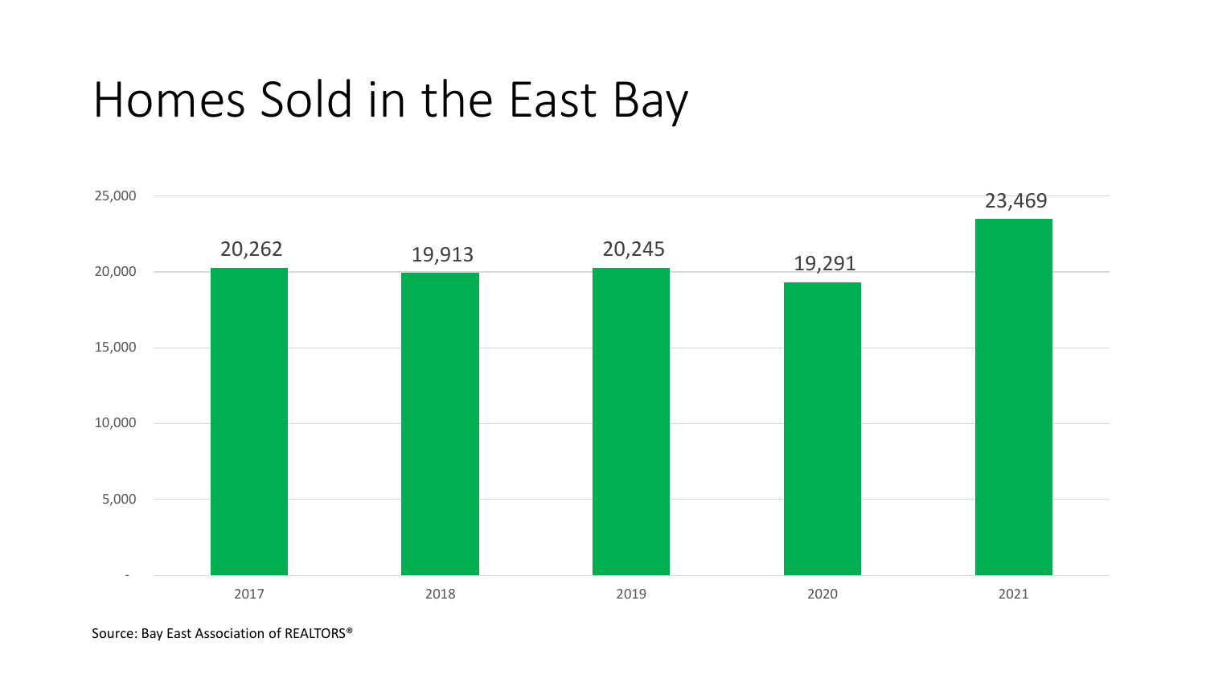# Homes Sold in the East Bay

| Year | Homes Sold |
|---|---|
| 2017 | 20,262 |
| 2018 | 19,913 |
| 2019 | 20,245 |
| 2020 | 19,291 |
| 2021 | 23,469 |

Source: Bay East Association of REALTORS®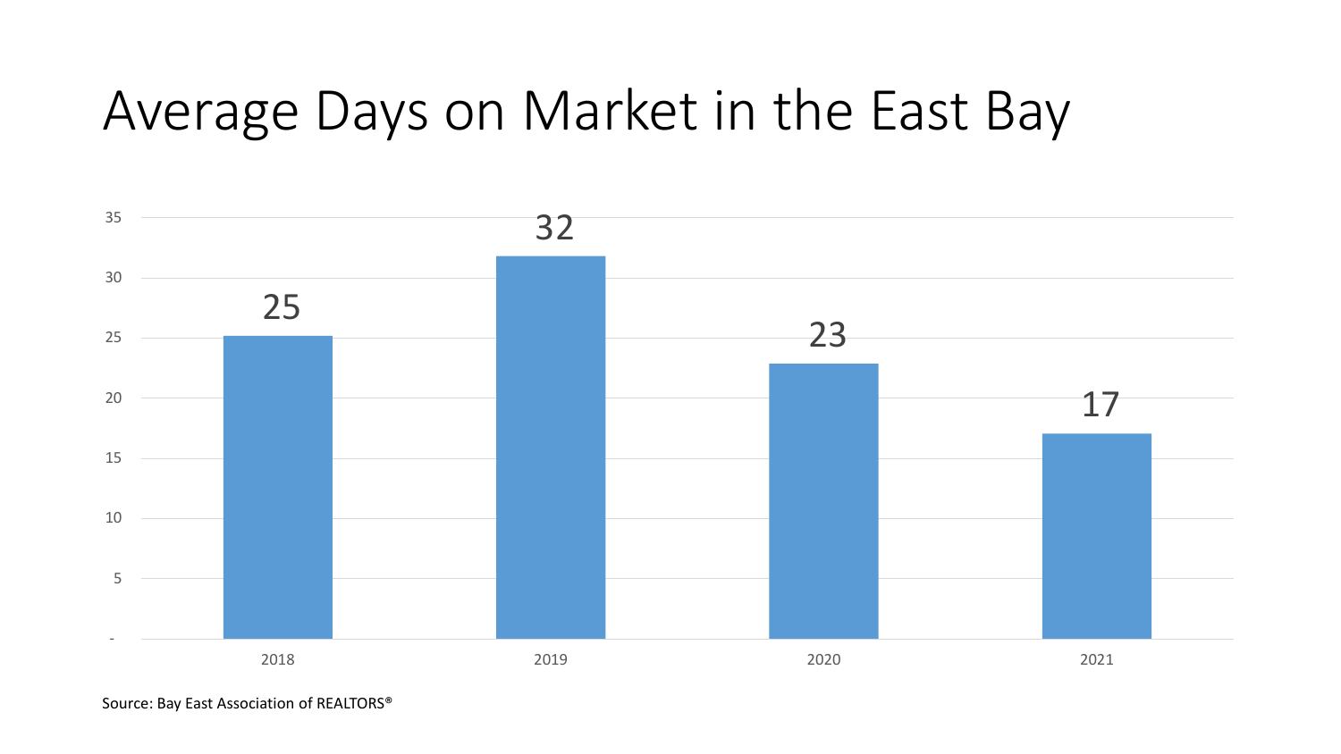# Average Days on Market in the East Bay

| Year | Average Days on Market |
| --- | --- |
| 2018 | 25 |
| 2019 | 32 |
| 2020 | 23 |
| 2021 | 17 |

Source: Bay East Association of REALTORS®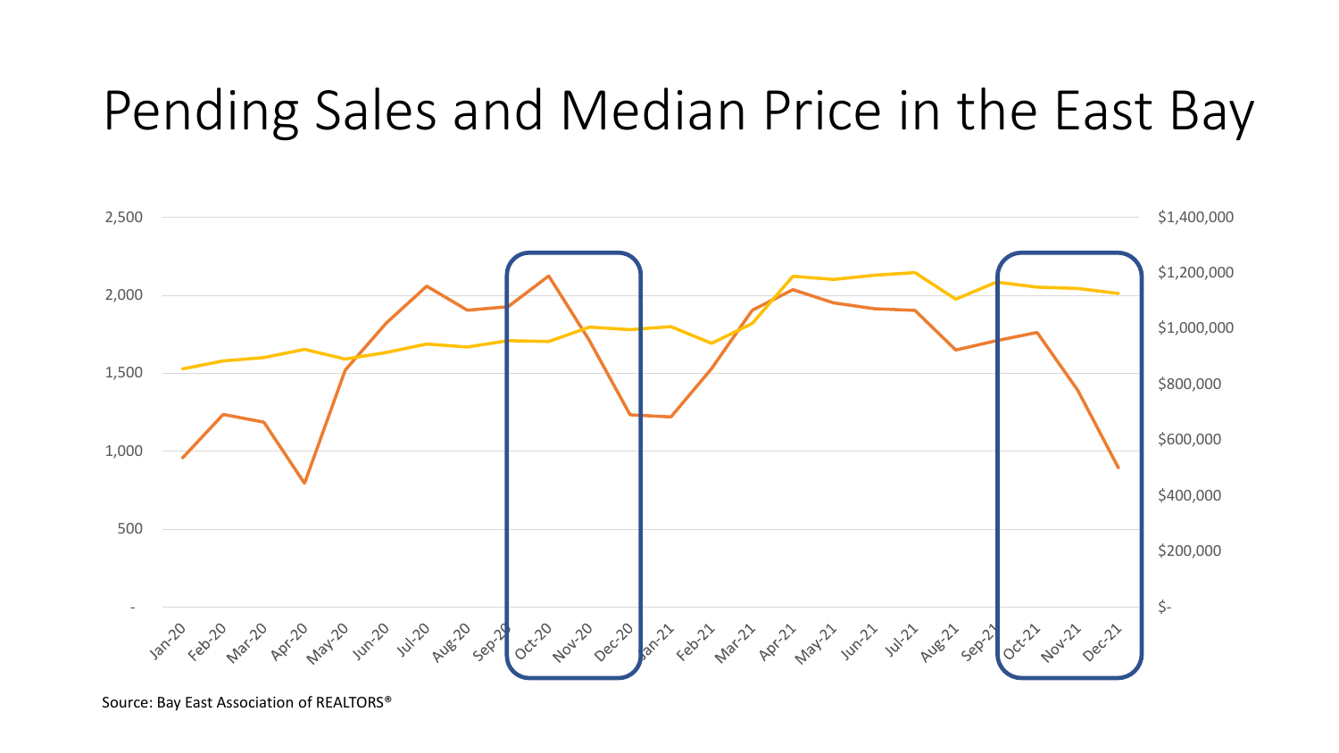# Pending Sales and Median Price in the East Bay

Source: Bay East Association of REALTORS®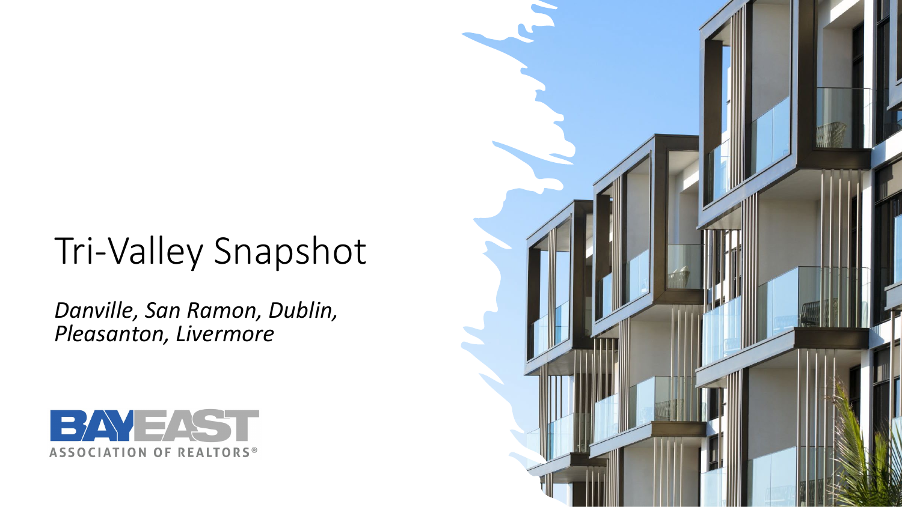# Tri-Valley Snapshot

*Danville, San Ramon, Dublin, Pleasanton, Livermore*

BAYEAST ASSOCIATION OF REALTORS®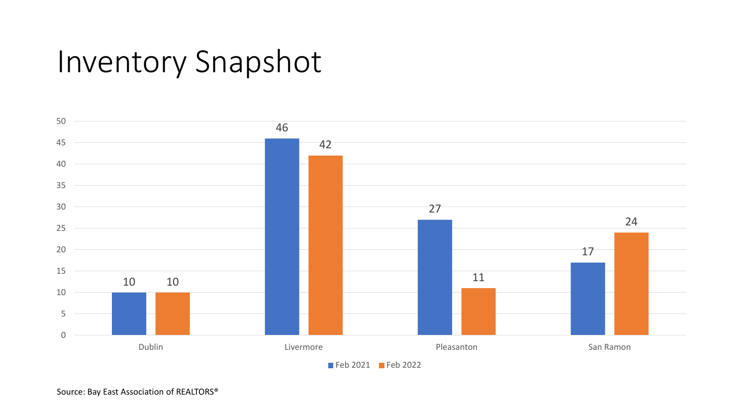# Inventory Snapshot

| | Feb 2021 | Feb 2022 |
|---|---|---|
| Dublin | 10 | 10 |
| Livermore | 46 | 42 |
| Pleasanton | 27 | 11 |
| San Ramon | 17 | 24 |

Source: Bay East Association of REALTORS®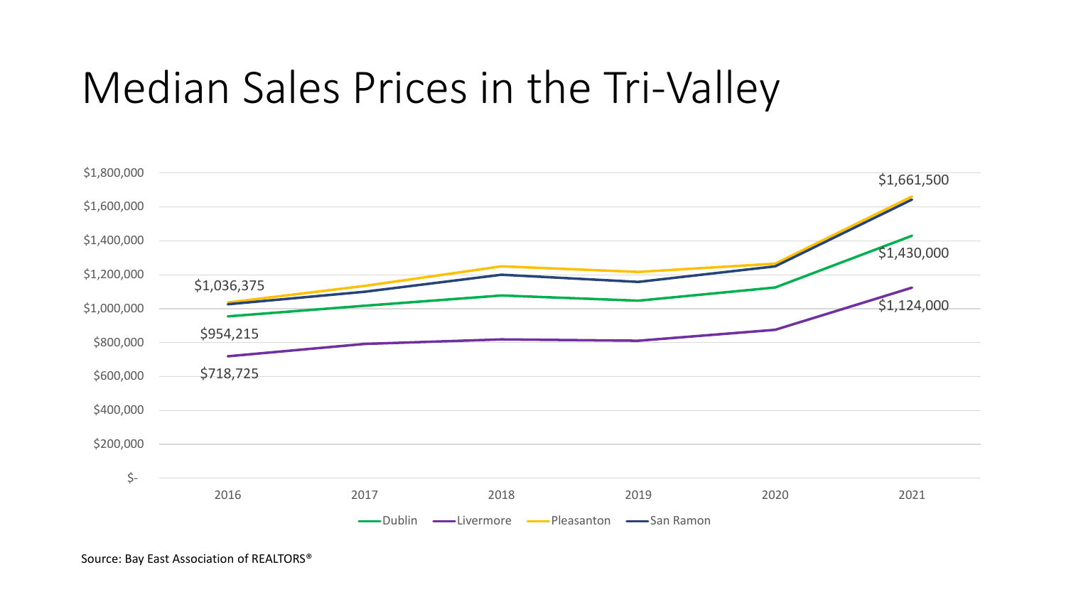# Median Sales Prices in the Tri-Valley

| | 2016 | 2021 |
|---|---|---|
| Pleasanton | $1,036,375 | $1,661,500 |
| Dublin | $954,215 | $1,430,000 |
| Livermore | $718,725 | $1,124,000 |

Legend: Dublin, Livermore, Pleasanton, San Ramon

Source: Bay East Association of REALTORS®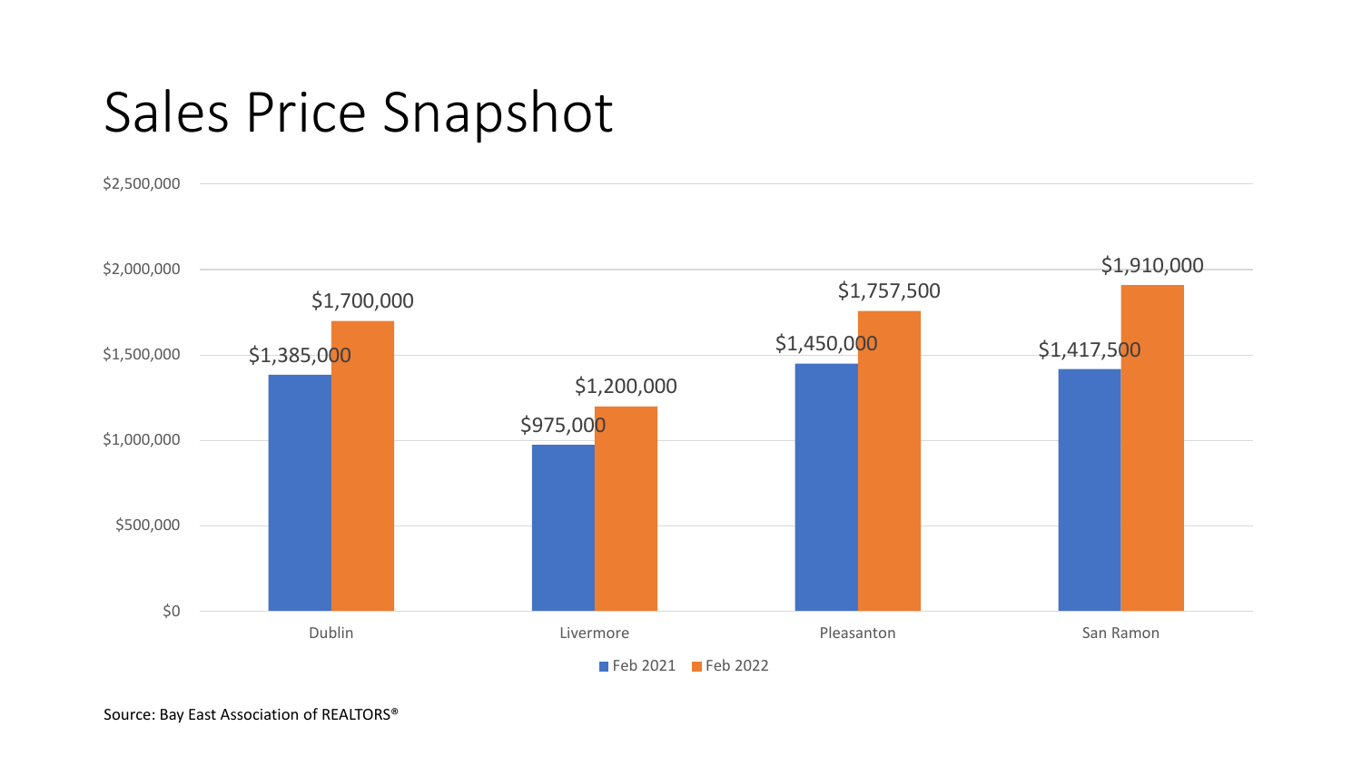# Sales Price Snapshot

| | Feb 2021 | Feb 2022 |
|---|---|---|
| Dublin | $1,385,000 | $1,700,000 |
| Livermore | $975,000 | $1,200,000 |
| Pleasanton | $1,450,000 | $1,757,500 |
| San Ramon | $1,417,500 | $1,910,000 |

Source: Bay East Association of REALTORS®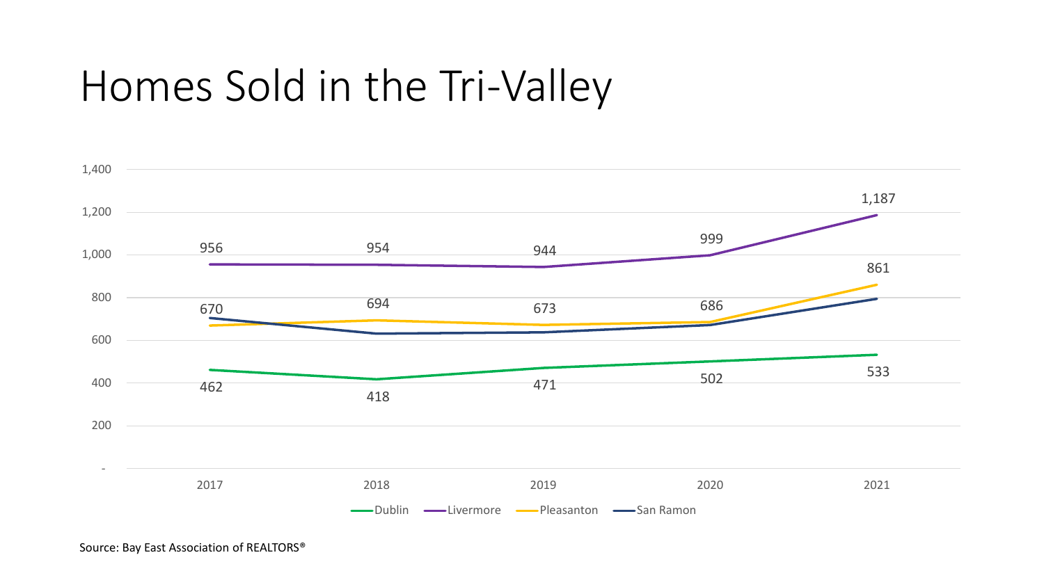# Homes Sold in the Tri-Valley

| | 2017 | 2018 | 2019 | 2020 | 2021 |
|---|---|---|---|---|---|
| Dublin | 462 | 418 | 471 | 502 | 533 |
| Livermore | 956 | 954 | 944 | 999 | 1,187 |
| Pleasanton | 670 | 694 | 673 | 686 | 861 |

Source: Bay East Association of REALTORS®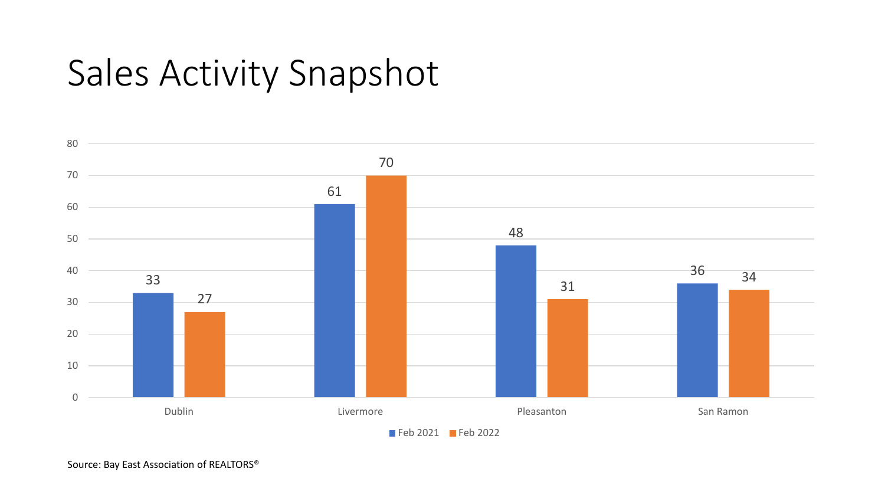# Sales Activity Snapshot

| | Feb 2021 | Feb 2022 |
|---|---|---|
| Dublin | 33 | 27 |
| Livermore | 61 | 70 |
| Pleasanton | 48 | 31 |
| San Ramon | 36 | 34 |

Source: Bay East Association of REALTORS®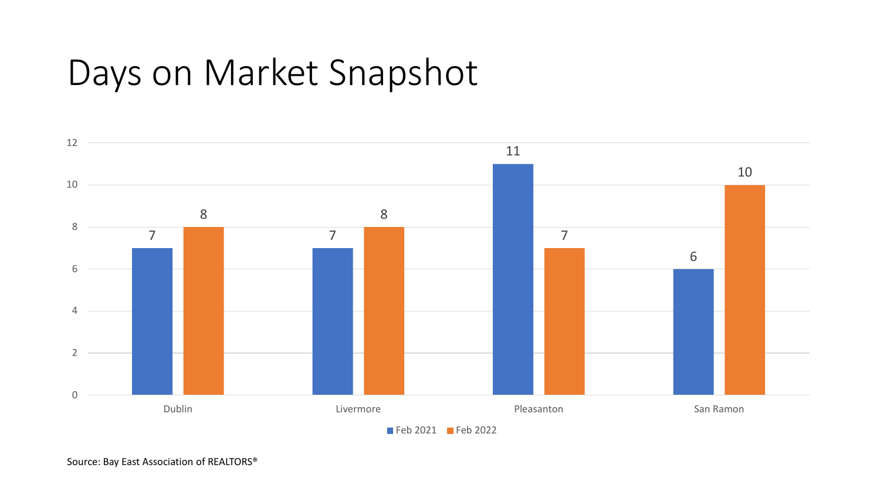# Days on Market Snapshot

| | Feb 2021 | Feb 2022 |
|---|---|---|
| Dublin | 7 | 8 |
| Livermore | 7 | 8 |
| Pleasanton | 11 | 7 |
| San Ramon | 6 | 10 |

Source: Bay East Association of REALTORS®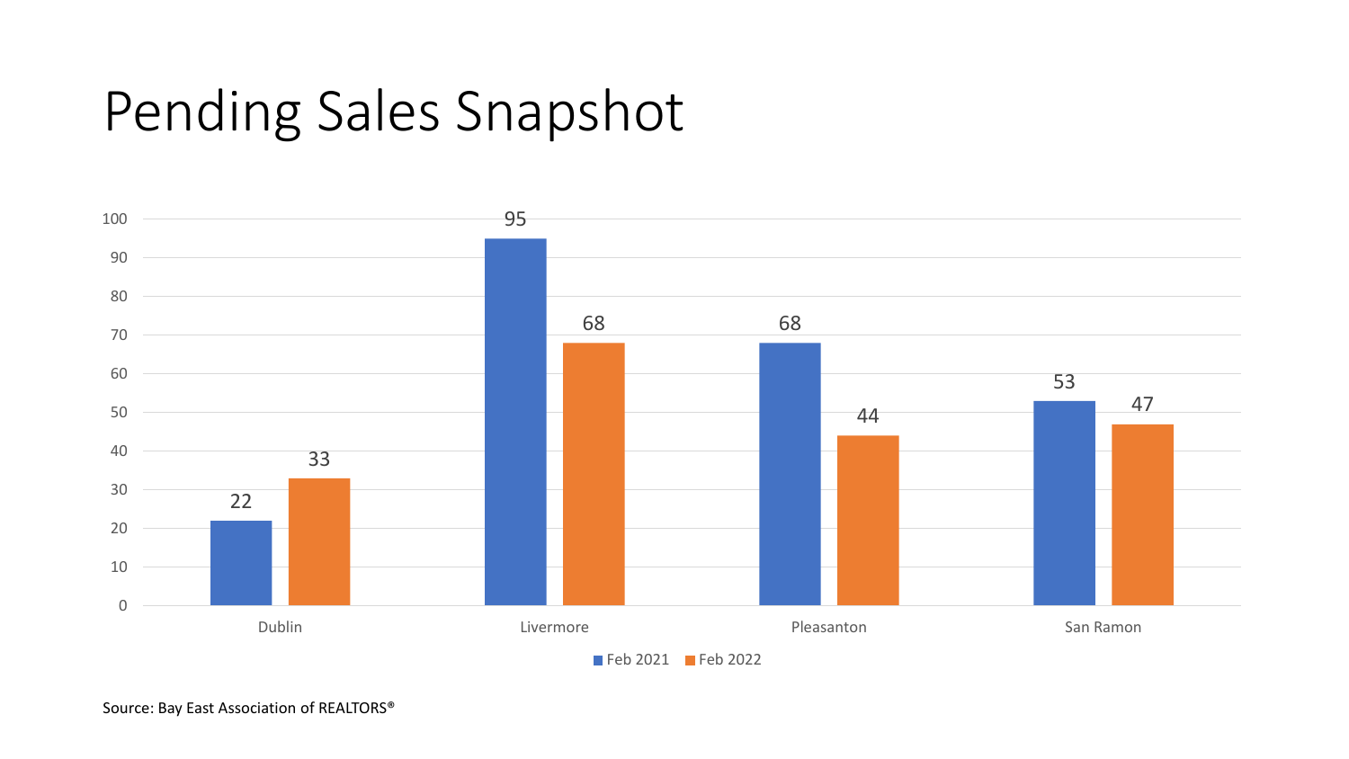# Pending Sales Snapshot

| | Feb 2021 | Feb 2022 |
|---|---|---|
| Dublin | 22 | 33 |
| Livermore | 95 | 68 |
| Pleasanton | 68 | 44 |
| San Ramon | 53 | 47 |

Source: Bay East Association of REALTORS®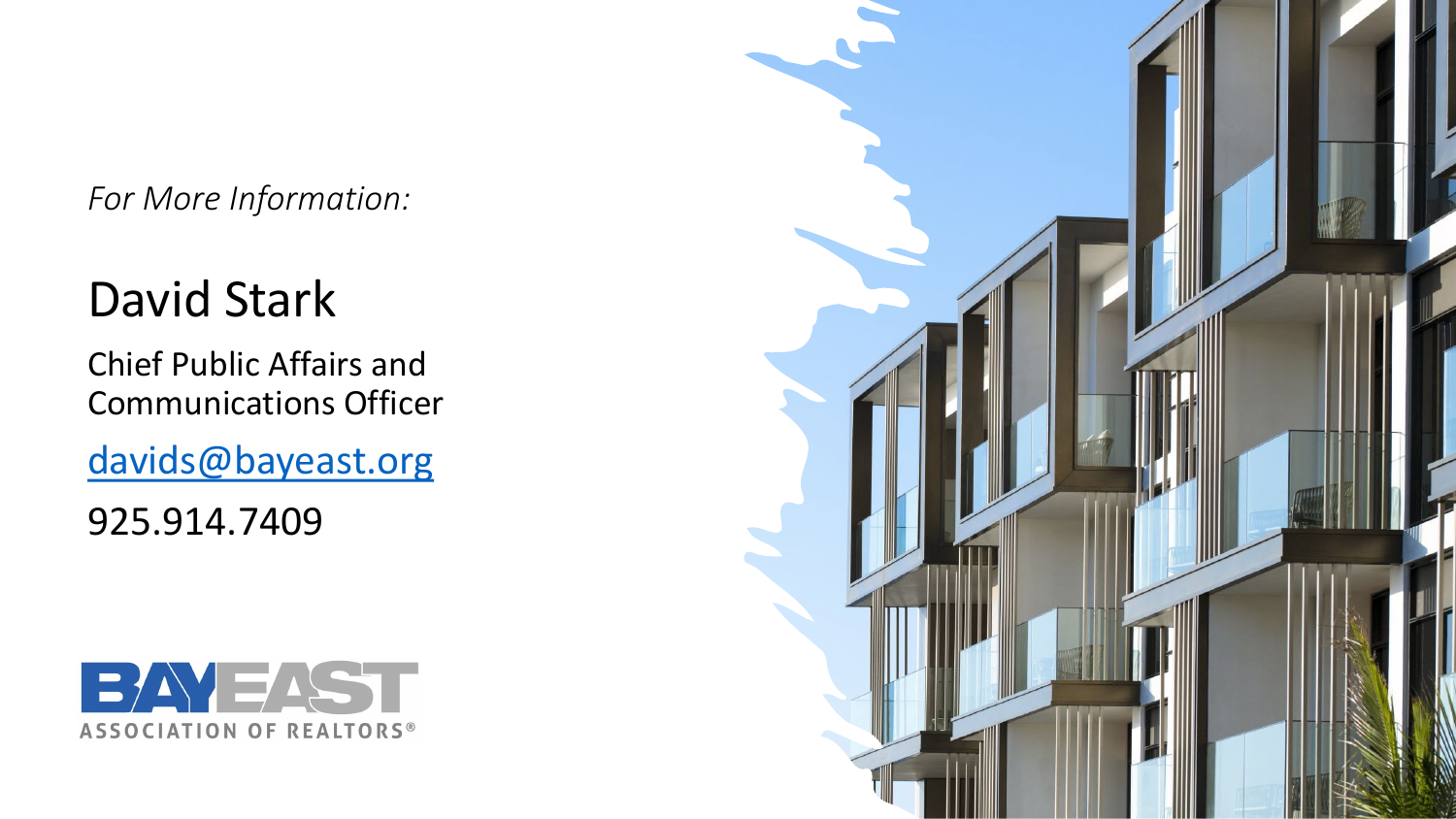*For More Information:*

## David Stark

Chief Public Affairs and Communications Officer

davids@bayeast.org

925.914.7409

BAYEAST ASSOCIATION OF REALTORS®